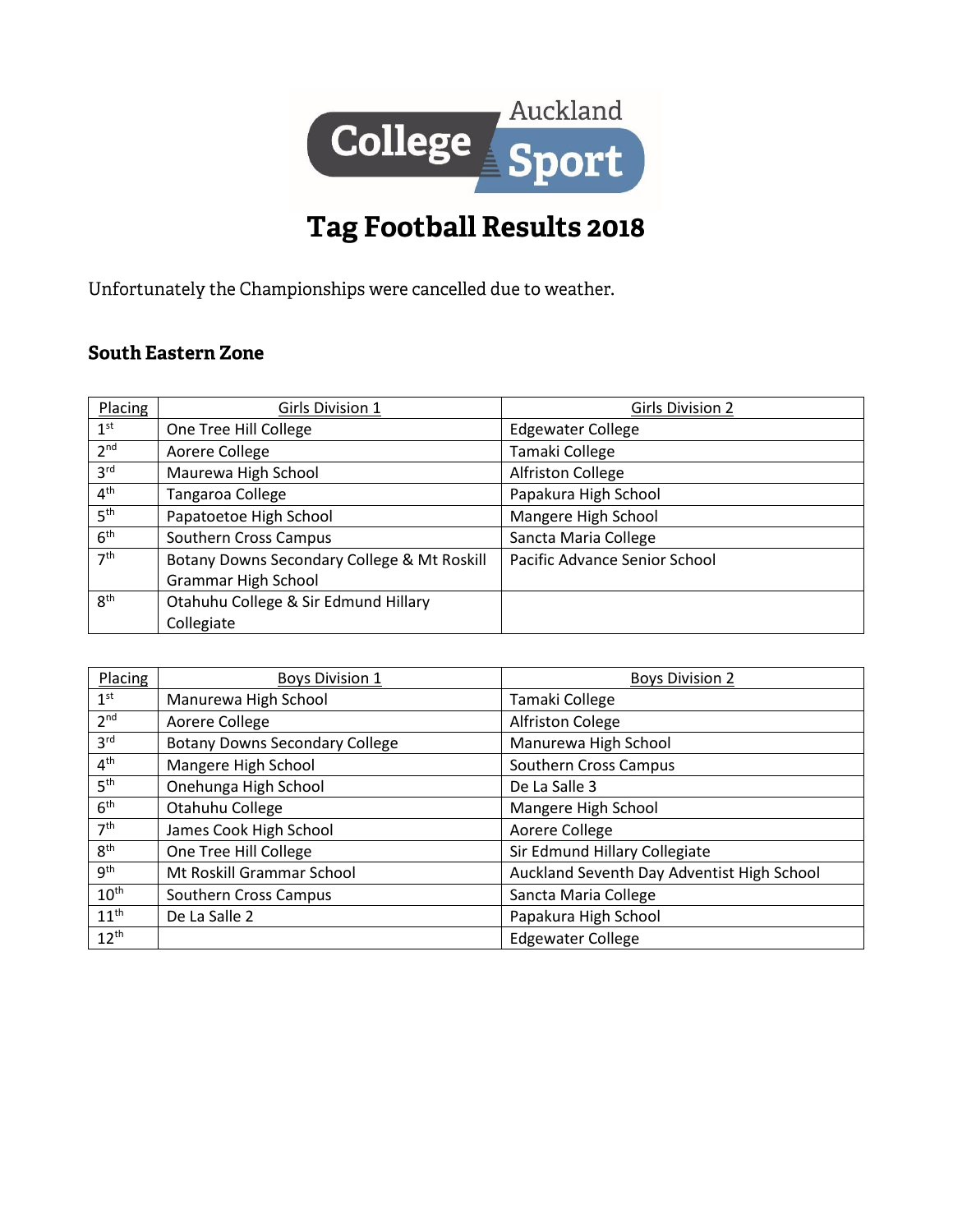# Tag Football Results 2018

Unfortunately the Championships were cancelled due to weather.

## South Eastern Zone

| Placing | Girls Division 1 | Girls Division 2 |
|---|---|---|
| 1st | One Tree Hill College | Edgewater College |
| 2nd | Aorere College | Tamaki College |
| 3rd | Maurewa High School | Alfriston College |
| 4th | Tangaroa College | Papakura High School |
| 5th | Papatoetoe High School | Mangere High School |
| 6th | Southern Cross Campus | Sancta Maria College |
| 7th | Botany Downs Secondary College & Mt Roskill Grammar High School | Pacific Advance Senior School |
| 8th | Otahuhu College & Sir Edmund Hillary Collegiate | |

| Placing | Boys Division 1 | Boys Division 2 |
|---|---|---|
| 1st | Manurewa High School | Tamaki College |
| 2nd | Aorere College | Alfriston Colege |
| 3rd | Botany Downs Secondary College | Manurewa High School |
| 4th | Mangere High School | Southern Cross Campus |
| 5th | Onehunga High School | De La Salle 3 |
| 6th | Otahuhu College | Mangere High School |
| 7th | James Cook High School | Aorere College |
| 8th | One Tree Hill College | Sir Edmund Hillary Collegiate |
| 9th | Mt Roskill Grammar School | Auckland Seventh Day Adventist High School |
| 10th | Southern Cross Campus | Sancta Maria College |
| 11th | De La Salle 2 | Papakura High School |
| 12th | | Edgewater College |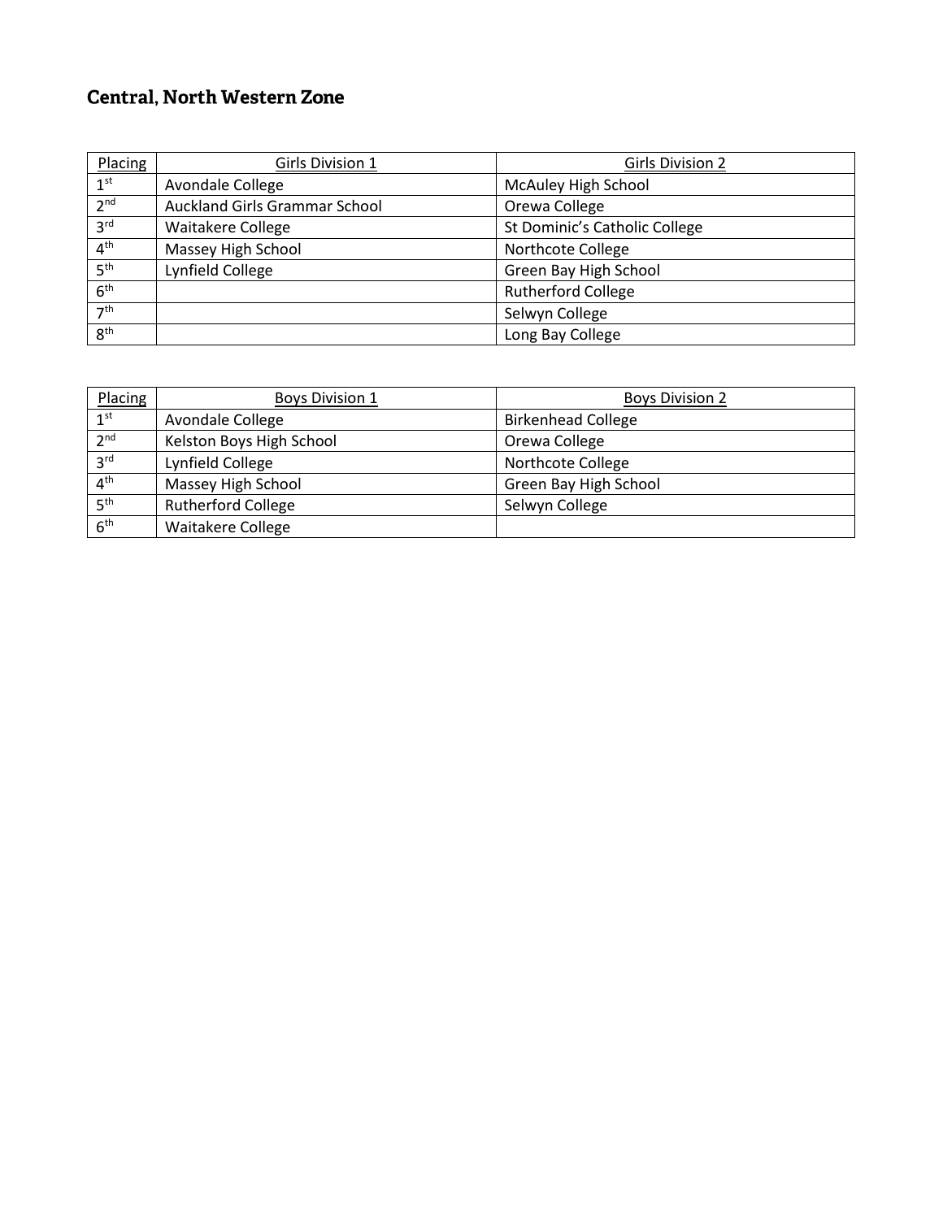## Central, North Western Zone

| Placing | Girls Division 1 | Girls Division 2 |
|---|---|---|
| 1st | Avondale College | McAuley High School |
| 2nd | Auckland Girls Grammar School | Orewa College |
| 3rd | Waitakere College | St Dominic's Catholic College |
| 4th | Massey High School | Northcote College |
| 5th | Lynfield College | Green Bay High School |
| 6th | | Rutherford College |
| 7th | | Selwyn College |
| 8th | | Long Bay College |

| Placing | Boys Division 1 | Boys Division 2 |
|---|---|---|
| 1st | Avondale College | Birkenhead College |
| 2nd | Kelston Boys High School | Orewa College |
| 3rd | Lynfield College | Northcote College |
| 4th | Massey High School | Green Bay High School |
| 5th | Rutherford College | Selwyn College |
| 6th | Waitakere College | |